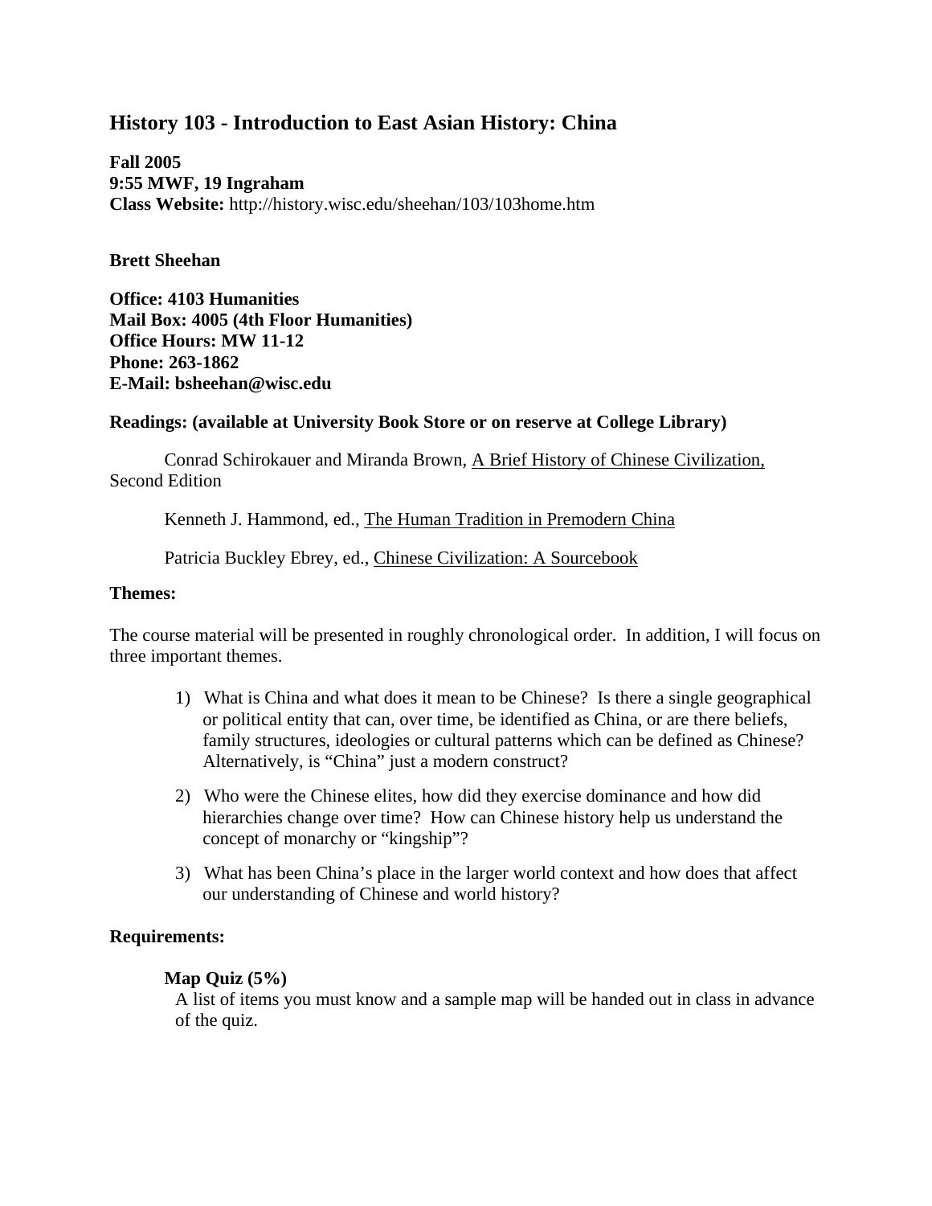# History 103 - Introduction to East Asian History: China

**Fall 2005**
**9:55 MWF, 19 Ingraham**
**Class Website:** http://history.wisc.edu/sheehan/103/103home.htm

**Brett Sheehan**

**Office: 4103 Humanities**
**Mail Box: 4005 (4th Floor Humanities)**
**Office Hours: MW 11-12**
**Phone: 263-1862**
**E-Mail: bsheehan@wisc.edu**

**Readings: (available at University Book Store or on reserve at College Library)**

Conrad Schirokauer and Miranda Brown, A Brief History of Chinese Civilization, Second Edition

Kenneth J. Hammond, ed., The Human Tradition in Premodern China

Patricia Buckley Ebrey, ed., Chinese Civilization: A Sourcebook

**Themes:**

The course material will be presented in roughly chronological order. In addition, I will focus on three important themes.

1) What is China and what does it mean to be Chinese? Is there a single geographical or political entity that can, over time, be identified as China, or are there beliefs, family structures, ideologies or cultural patterns which can be defined as Chinese? Alternatively, is "China" just a modern construct?

2) Who were the Chinese elites, how did they exercise dominance and how did hierarchies change over time? How can Chinese history help us understand the concept of monarchy or "kingship"?

3) What has been China's place in the larger world context and how does that affect our understanding of Chinese and world history?

**Requirements:**

**Map Quiz (5%)**
A list of items you must know and a sample map will be handed out in class in advance of the quiz.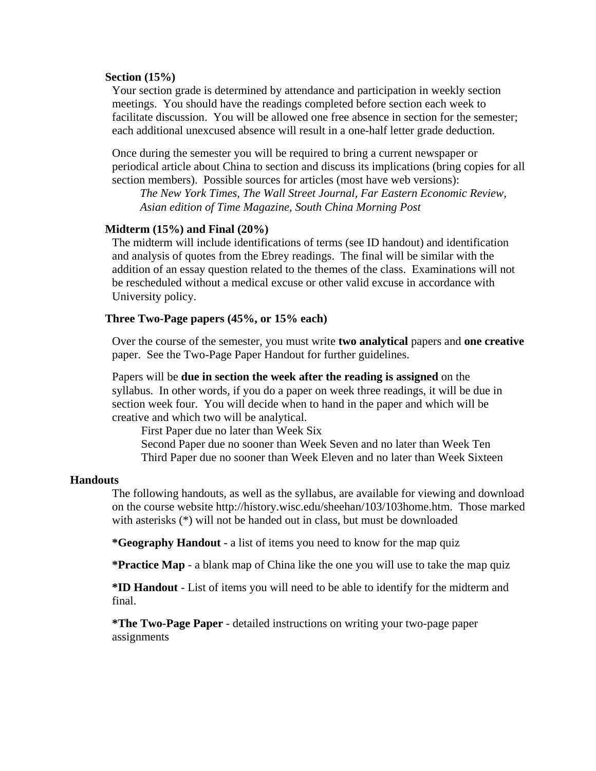**Section (15%)**

Your section grade is determined by attendance and participation in weekly section meetings. You should have the readings completed before section each week to facilitate discussion. You will be allowed one free absence in section for the semester; each additional unexcused absence will result in a one-half letter grade deduction.

Once during the semester you will be required to bring a current newspaper or periodical article about China to section and discuss its implications (bring copies for all section members). Possible sources for articles (most have web versions):

*The New York Times, The Wall Street Journal, Far Eastern Economic Review, Asian edition of Time Magazine, South China Morning Post*

**Midterm (15%) and Final (20%)**

The midterm will include identifications of terms (see ID handout) and identification and analysis of quotes from the Ebrey readings. The final will be similar with the addition of an essay question related to the themes of the class. Examinations will not be rescheduled without a medical excuse or other valid excuse in accordance with University policy.

**Three Two-Page papers (45%, or 15% each)**

Over the course of the semester, you must write **two analytical** papers and **one creative** paper. See the Two-Page Paper Handout for further guidelines.

Papers will be **due in section the week after the reading is assigned** on the syllabus. In other words, if you do a paper on week three readings, it will be due in section week four. You will decide when to hand in the paper and which will be creative and which two will be analytical.

First Paper due no later than Week Six
Second Paper due no sooner than Week Seven and no later than Week Ten
Third Paper due no sooner than Week Eleven and no later than Week Sixteen

## Handouts

The following handouts, as well as the syllabus, are available for viewing and download on the course website http://history.wisc.edu/sheehan/103/103home.htm. Those marked with asterisks (*) will not be handed out in class, but must be downloaded

**\*Geography Handout** - a list of items you need to know for the map quiz

**\*Practice Map** - a blank map of China like the one you will use to take the map quiz

**\*ID Handout** - List of items you will need to be able to identify for the midterm and final.

**\*The Two-Page Paper** - detailed instructions on writing your two-page paper assignments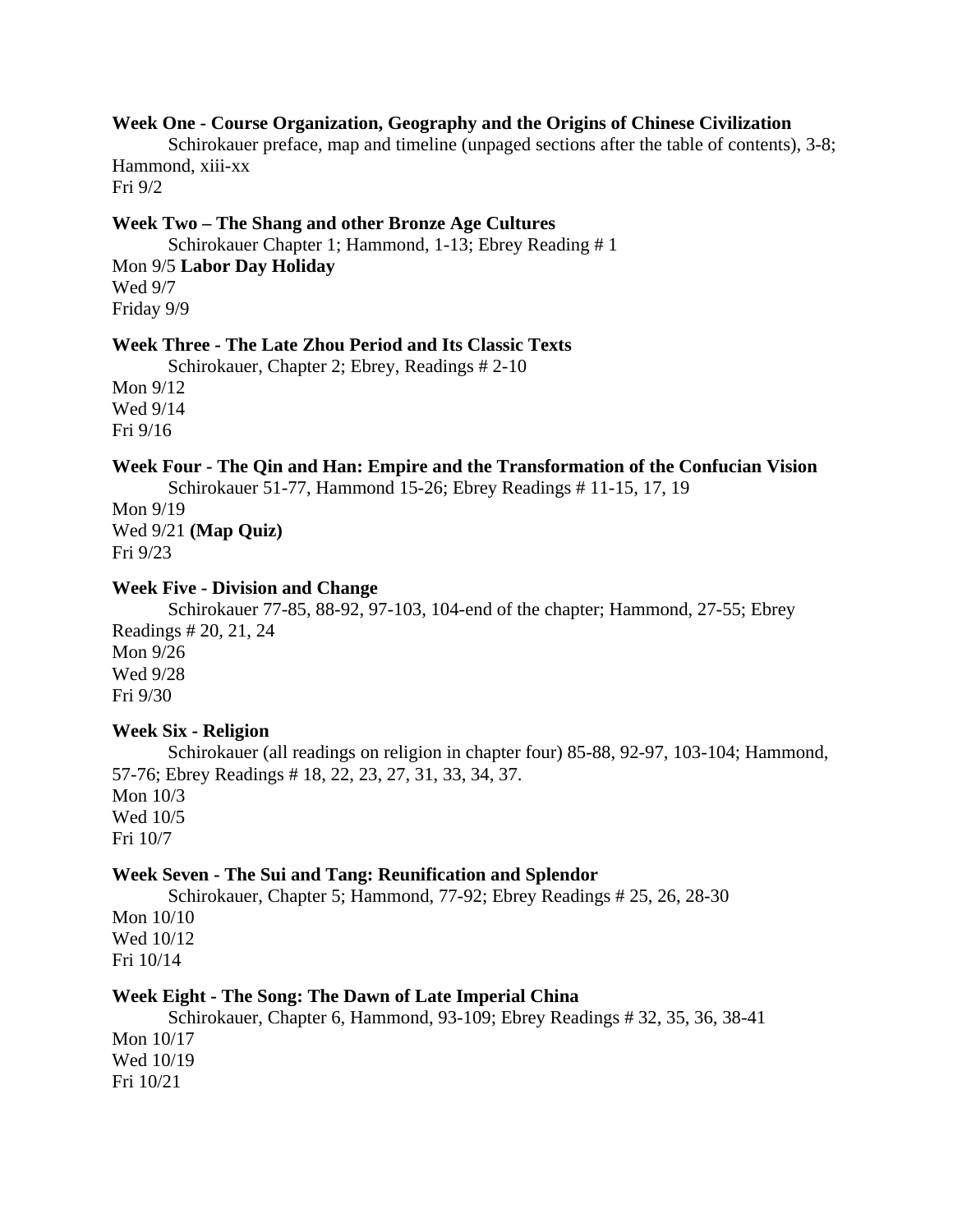**Week One - Course Organization, Geography and the Origins of Chinese Civilization**

Schirokauer preface, map and timeline (unpaged sections after the table of contents), 3-8; Hammond, xiii-xx

Fri 9/2

**Week Two – The Shang and other Bronze Age Cultures**

Schirokauer Chapter 1; Hammond, 1-13; Ebrey Reading # 1

Mon 9/5 **Labor Day Holiday**

Wed 9/7

Friday 9/9

**Week Three - The Late Zhou Period and Its Classic Texts**

Schirokauer, Chapter 2; Ebrey, Readings # 2-10

Mon 9/12

Wed 9/14

Fri 9/16

**Week Four - The Qin and Han: Empire and the Transformation of the Confucian Vision**

Schirokauer 51-77, Hammond 15-26; Ebrey Readings # 11-15, 17, 19

Mon 9/19

Wed 9/21 **(Map Quiz)**

Fri 9/23

**Week Five - Division and Change**

Schirokauer 77-85, 88-92, 97-103, 104-end of the chapter; Hammond, 27-55; Ebrey Readings # 20, 21, 24

Mon 9/26

Wed 9/28

Fri 9/30

**Week Six - Religion**

Schirokauer (all readings on religion in chapter four) 85-88, 92-97, 103-104; Hammond, 57-76; Ebrey Readings # 18, 22, 23, 27, 31, 33, 34, 37.

Mon 10/3

Wed 10/5

Fri 10/7

**Week Seven - The Sui and Tang: Reunification and Splendor**

Schirokauer, Chapter 5; Hammond, 77-92; Ebrey Readings # 25, 26, 28-30

Mon 10/10

Wed 10/12

Fri 10/14

**Week Eight - The Song: The Dawn of Late Imperial China**

Schirokauer, Chapter 6, Hammond, 93-109; Ebrey Readings # 32, 35, 36, 38-41

Mon 10/17

Wed 10/19

Fri 10/21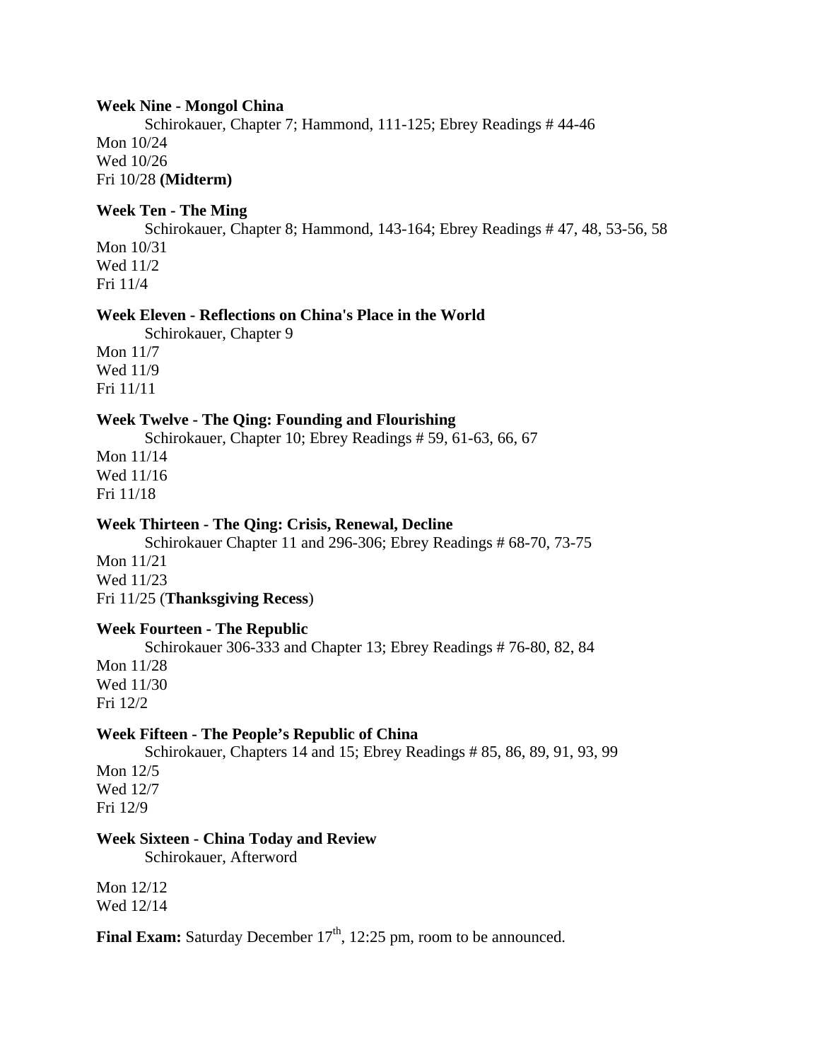**Week Nine - Mongol China**

Schirokauer, Chapter 7; Hammond, 111-125; Ebrey Readings # 44-46

Mon 10/24
Wed 10/26
Fri 10/28 **(Midterm)**

**Week Ten - The Ming**

Schirokauer, Chapter 8; Hammond, 143-164; Ebrey Readings # 47, 48, 53-56, 58

Mon 10/31
Wed 11/2
Fri 11/4

**Week Eleven - Reflections on China's Place in the World**

Schirokauer, Chapter 9

Mon 11/7
Wed 11/9
Fri 11/11

**Week Twelve - The Qing: Founding and Flourishing**

Schirokauer, Chapter 10; Ebrey Readings # 59, 61-63, 66, 67

Mon 11/14
Wed 11/16
Fri 11/18

**Week Thirteen - The Qing: Crisis, Renewal, Decline**

Schirokauer Chapter 11 and 296-306; Ebrey Readings # 68-70, 73-75

Mon 11/21
Wed 11/23
Fri 11/25 (**Thanksgiving Recess**)

**Week Fourteen - The Republic**

Schirokauer 306-333 and Chapter 13; Ebrey Readings # 76-80, 82, 84

Mon 11/28
Wed 11/30
Fri 12/2

**Week Fifteen - The People's Republic of China**

Schirokauer, Chapters 14 and 15; Ebrey Readings # 85, 86, 89, 91, 93, 99

Mon 12/5
Wed 12/7
Fri 12/9

**Week Sixteen - China Today and Review**

Schirokauer, Afterword

Mon 12/12
Wed 12/14

**Final Exam:** Saturday December 17th, 12:25 pm, room to be announced.